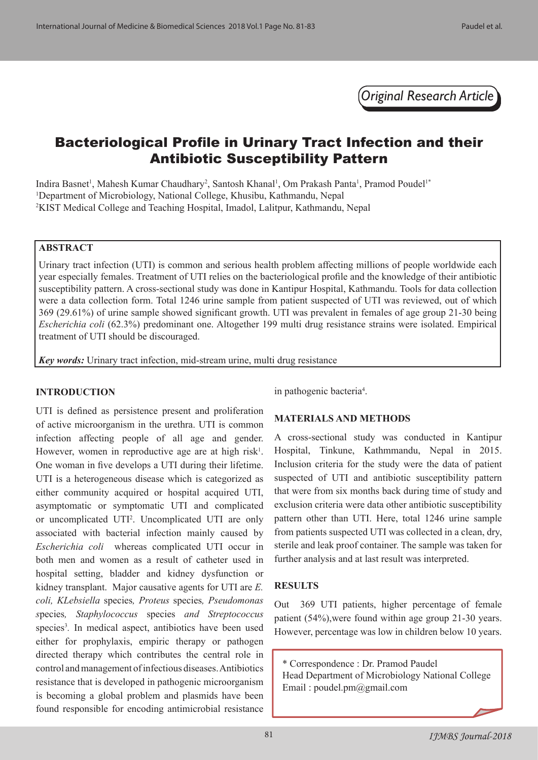*Original Research Article*

# Bacteriological Profile in Urinary Tract Infection and their Antibiotic Susceptibility Pattern

Indira Basnet[1], Mahesh Kumar Chaudhary[2], Santosh Khanal[1], Om Prakash Panta[1], Pramod Poudel[1*]

[1]Department of Microbiology, National College, Khusibu, Kathmandu, Nepal

[2]KIST Medical College and Teaching Hospital, Imadol, Lalitpur, Kathmandu, Nepal

## ABSTRACT

Urinary tract infection (UTI) is common and serious health problem affecting millions of people worldwide each year especially females. Treatment of UTI relies on the bacteriological profile and the knowledge of their antibiotic susceptibility pattern. A cross-sectional study was done in Kantipur Hospital, Kathmandu. Tools for data collection were a data collection form. Total 1246 urine sample from patient suspected of UTI was reviewed, out of which 369 (29.61%) of urine sample showed significant growth. UTI was prevalent in females of age group 21-30 being *Escherichia coli* (62.3%) predominant one. Altogether 199 multi drug resistance strains were isolated. Empirical treatment of UTI should be discouraged.

***Key words:*** Urinary tract infection, mid-stream urine, multi drug resistance

## INTRODUCTION

UTI is defined as persistence present and proliferation of active microorganism in the urethra. UTI is common infection affecting people of all age and gender. However, women in reproductive age are at high risk[1]. One woman in five develops a UTI during their lifetime. UTI is a heterogeneous disease which is categorized as either community acquired or hospital acquired UTI, asymptomatic or symptomatic UTI and complicated or uncomplicated UTI[2]. Uncomplicated UTI are only associated with bacterial infection mainly caused by *Escherichia coli* whereas complicated UTI occur in both men and women as a result of catheter used in hospital setting, bladder and kidney dysfunction or kidney transplant. Major causative agents for UTI are *E. coli, KLebsiella* species*, Proteus* species*, Pseudomonas s*pecies*, Staphylococcus* species *and Streptococcus* species[3]. In medical aspect, antibiotics have been used either for prophylaxis, empiric therapy or pathogen directed therapy which contributes the central role in control and management of infectious diseases. Antibiotics resistance that is developed in pathogenic microorganism is becoming a global problem and plasmids have been found responsible for encoding antimicrobial resistance in pathogenic bacteria[4].

## MATERIALS AND METHODS

A cross-sectional study was conducted in Kantipur Hospital, Tinkune, Kathmmandu, Nepal in 2015. Inclusion criteria for the study were the data of patient suspected of UTI and antibiotic susceptibility pattern that were from six months back during time of study and exclusion criteria were data other antibiotic susceptibility pattern other than UTI. Here, total 1246 urine sample from patients suspected UTI was collected in a clean, dry, sterile and leak proof container. The sample was taken for further analysis and at last result was interpreted.

## RESULTS

Out 369 UTI patients, higher percentage of female patient (54%),were found within age group 21-30 years. However, percentage was low in children below 10 years.

\* Correspondence : Dr. Pramod Paudel
Head Department of Microbiology National College
Email : poudel.pm@gmail.com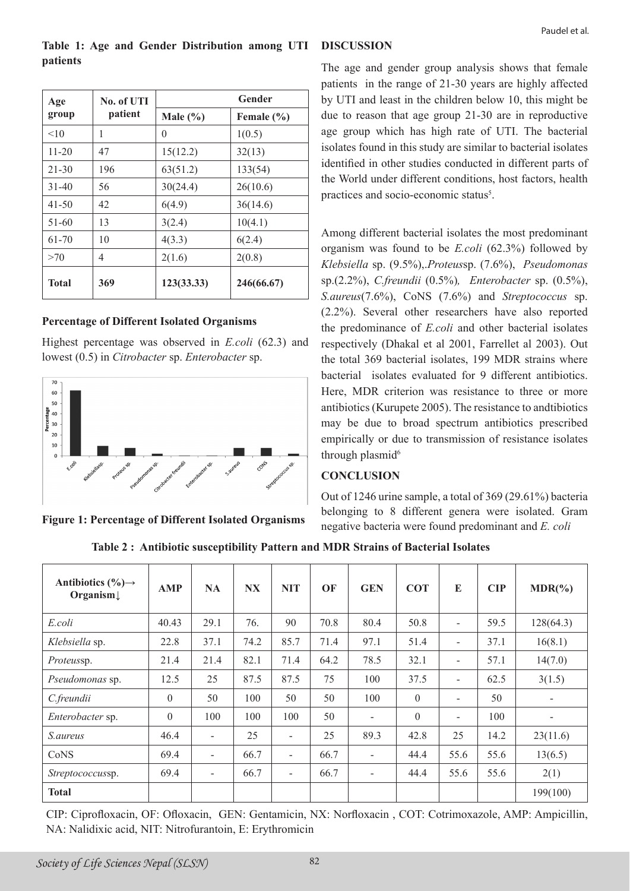**Table 1: Age and Gender Distribution among UTI patients**

| Age group | No. of UTI patient | Gender | |
|---|---|---|---|
| | | Male (%) | Female (%) |
| <10 | 1 | 0 | 1(0.5) |
| 11-20 | 47 | 15(12.2) | 32(13) |
| 21-30 | 196 | 63(51.2) | 133(54) |
| 31-40 | 56 | 30(24.4) | 26(10.6) |
| 41-50 | 42 | 6(4.9) | 36(14.6) |
| 51-60 | 13 | 3(2.4) | 10(4.1) |
| 61-70 | 10 | 4(3.3) | 6(2.4) |
| >70 | 4 | 2(1.6) | 2(0.8) |
| **Total** | **369** | **123(33.33)** | **246(66.67)** |

**Percentage of Different Isolated Organisms**

Highest percentage was observed in *E.coli* (62.3) and lowest (0.5) in *Citrobacter* sp. *Enterobacter* sp.

**Figure 1: Percentage of Different Isolated Organisms**

## DISCUSSION

The age and gender group analysis shows that female patients in the range of 21-30 years are highly affected by UTI and least in the children below 10, this might be due to reason that age group 21-30 are in reproductive age group which has high rate of UTI. The bacterial isolates found in this study are similar to bacterial isolates identified in other studies conducted in different parts of the World under different conditions, host factors, health practices and socio-economic status[5].

Among different bacterial isolates the most predominant organism was found to be *E.coli* (62.3%) followed by *Klebsiella* sp. (9.5%),.*Proteus*sp. (7.6%), *Pseudomonas* sp.(2.2%), *C.freundii* (0.5%), *Enterobacter* sp. (0.5%), *S.aureus*(7.6%), CoNS (7.6%) and *Streptococcus* sp. (2.2%). Several other researchers have also reported the predominance of *E.coli* and other bacterial isolates respectively (Dhakal et al 2001, Farrellet al 2003). Out the total 369 bacterial isolates, 199 MDR strains where bacterial isolates evaluated for 9 different antibiotics. Here, MDR criterion was resistance to three or more antibiotics (Kurupete 2005). The resistance to andtibiotics may be due to broad spectrum antibiotics prescribed empirically or due to transmission of resistance isolates through plasmid[6]

## CONCLUSION

Out of 1246 urine sample, a total of 369 (29.61%) bacteria belonging to 8 different genera were isolated. Gram negative bacteria were found predominant and *E. coli*

**Table 2 : Antibiotic susceptibility Pattern and MDR Strains of Bacterial Isolates**

| Antibiotics (%)→ Organism↓ | AMP | NA | NX | NIT | OF | GEN | COT | E | CIP | MDR(%) |
|---|---|---|---|---|---|---|---|---|---|---|
| *E.coli* | 40.43 | 29.1 | 76. | 90 | 70.8 | 80.4 | 50.8 | - | 59.5 | 128(64.3) |
| *Klebsiella* sp. | 22.8 | 37.1 | 74.2 | 85.7 | 71.4 | 97.1 | 51.4 | - | 37.1 | 16(8.1) |
| *Proteus*sp. | 21.4 | 21.4 | 82.1 | 71.4 | 64.2 | 78.5 | 32.1 | - | 57.1 | 14(7.0) |
| *Pseudomonas* sp. | 12.5 | 25 | 87.5 | 87.5 | 75 | 100 | 37.5 | - | 62.5 | 3(1.5) |
| *C.freundii* | 0 | 50 | 100 | 50 | 50 | 100 | 0 | - | 50 | - |
| *Enterobacter* sp. | 0 | 100 | 100 | 100 | 50 | - | 0 | - | 100 | - |
| *S.aureus* | 46.4 | - | 25 | - | 25 | 89.3 | 42.8 | 25 | 14.2 | 23(11.6) |
| CoNS | 69.4 | - | 66.7 | - | 66.7 | - | 44.4 | 55.6 | 55.6 | 13(6.5) |
| *Streptococcus*sp. | 69.4 | - | 66.7 | - | 66.7 | - | 44.4 | 55.6 | 55.6 | 2(1) |
| **Total** | | | | | | | | | | 199(100) |

CIP: Ciprofloxacin, OF: Ofloxacin, GEN: Gentamicin, NX: Norfloxacin , COT: Cotrimoxazole, AMP: Ampicillin, NA: Nalidixic acid, NIT: Nitrofurantoin, E: Erythromicin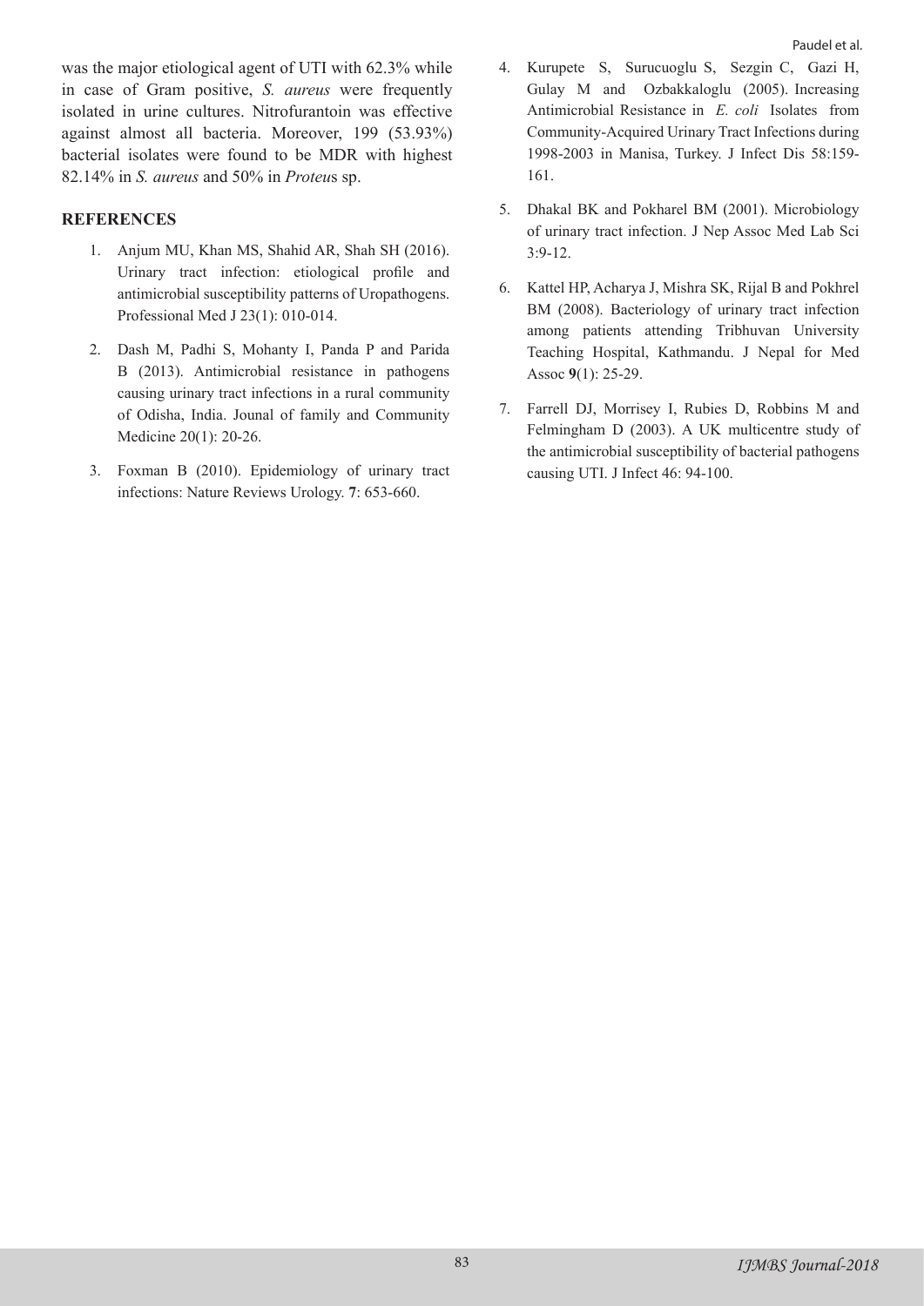was the major etiological agent of UTI with 62.3% while in case of Gram positive, *S. aureus* were frequently isolated in urine cultures. Nitrofurantoin was effective against almost all bacteria. Moreover, 199 (53.93%) bacterial isolates were found to be MDR with highest 82.14% in *S. aureus* and 50% in *Proteus* sp.

## REFERENCES

1. Anjum MU, Khan MS, Shahid AR, Shah SH (2016). Urinary tract infection: etiological profile and antimicrobial susceptibility patterns of Uropathogens. Professional Med J 23(1): 010-014.
2. Dash M, Padhi S, Mohanty I, Panda P and Parida B (2013). Antimicrobial resistance in pathogens causing urinary tract infections in a rural community of Odisha, India. Jounal of family and Community Medicine 20(1): 20-26.
3. Foxman B (2010). Epidemiology of urinary tract infections: Nature Reviews Urology. **7**: 653-660.
4. Kurupete S, Surucuoglu S, Sezgin C, Gazi H, Gulay M and Ozbakkaloglu (2005). Increasing Antimicrobial Resistance in *E. coli* Isolates from Community-Acquired Urinary Tract Infections during 1998-2003 in Manisa, Turkey. J Infect Dis 58:159-161.
5. Dhakal BK and Pokharel BM (2001). Microbiology of urinary tract infection. J Nep Assoc Med Lab Sci 3:9-12.
6. Kattel HP, Acharya J, Mishra SK, Rijal B and Pokhrel BM (2008). Bacteriology of urinary tract infection among patients attending Tribhuvan University Teaching Hospital, Kathmandu. J Nepal for Med Assoc **9**(1): 25-29.
7. Farrell DJ, Morrisey I, Rubies D, Robbins M and Felmingham D (2003). A UK multicentre study of the antimicrobial susceptibility of bacterial pathogens causing UTI. J Infect 46: 94-100.